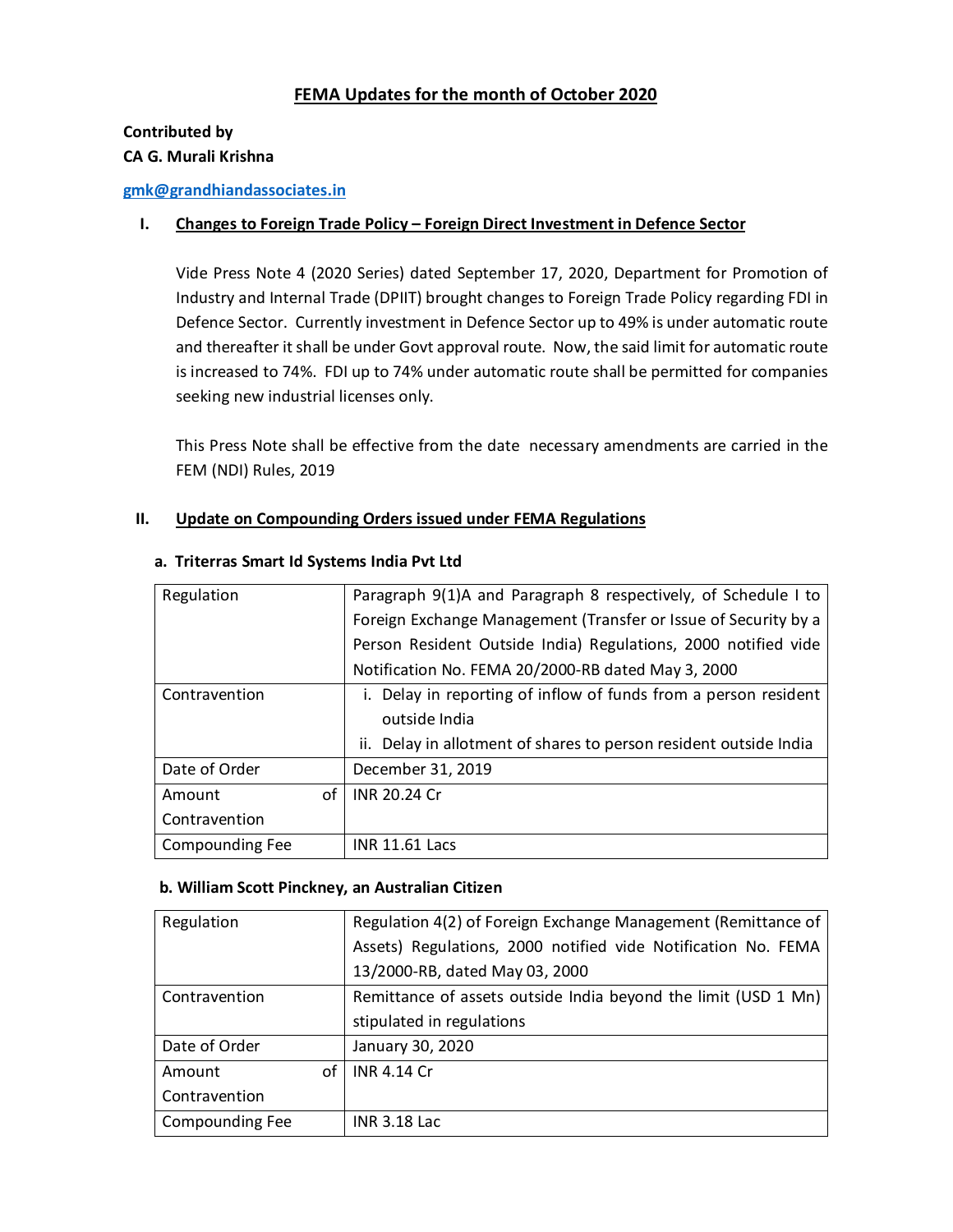# FEMA Updates for the month of October 2020

**Contributed by**
**CA G. Murali Krishna**

gmk@grandhiandassociates.in

## I. Changes to Foreign Trade Policy – Foreign Direct Investment in Defence Sector

Vide Press Note 4 (2020 Series) dated September 17, 2020, Department for Promotion of Industry and Internal Trade (DPIIT) brought changes to Foreign Trade Policy regarding FDI in Defence Sector. Currently investment in Defence Sector up to 49% is under automatic route and thereafter it shall be under Govt approval route. Now, the said limit for automatic route is increased to 74%. FDI up to 74% under automatic route shall be permitted for companies seeking new industrial licenses only.

This Press Note shall be effective from the date necessary amendments are carried in the FEM (NDI) Rules, 2019

## II. Update on Compounding Orders issued under FEMA Regulations

### a. Triterras Smart Id Systems India Pvt Ltd

| | |
|---|---|
| Regulation | Paragraph 9(1)A and Paragraph 8 respectively, of Schedule I to Foreign Exchange Management (Transfer or Issue of Security by a Person Resident Outside India) Regulations, 2000 notified vide Notification No. FEMA 20/2000-RB dated May 3, 2000 |
| Contravention | i. Delay in reporting of inflow of funds from a person resident outside India<br>ii. Delay in allotment of shares to person resident outside India |
| Date of Order | December 31, 2019 |
| Amount of Contravention | INR 20.24 Cr |
| Compounding Fee | INR 11.61 Lacs |

### b. William Scott Pinckney, an Australian Citizen

| | |
|---|---|
| Regulation | Regulation 4(2) of Foreign Exchange Management (Remittance of Assets) Regulations, 2000 notified vide Notification No. FEMA 13/2000-RB, dated May 03, 2000 |
| Contravention | Remittance of assets outside India beyond the limit (USD 1 Mn) stipulated in regulations |
| Date of Order | January 30, 2020 |
| Amount of Contravention | INR 4.14 Cr |
| Compounding Fee | INR 3.18 Lac |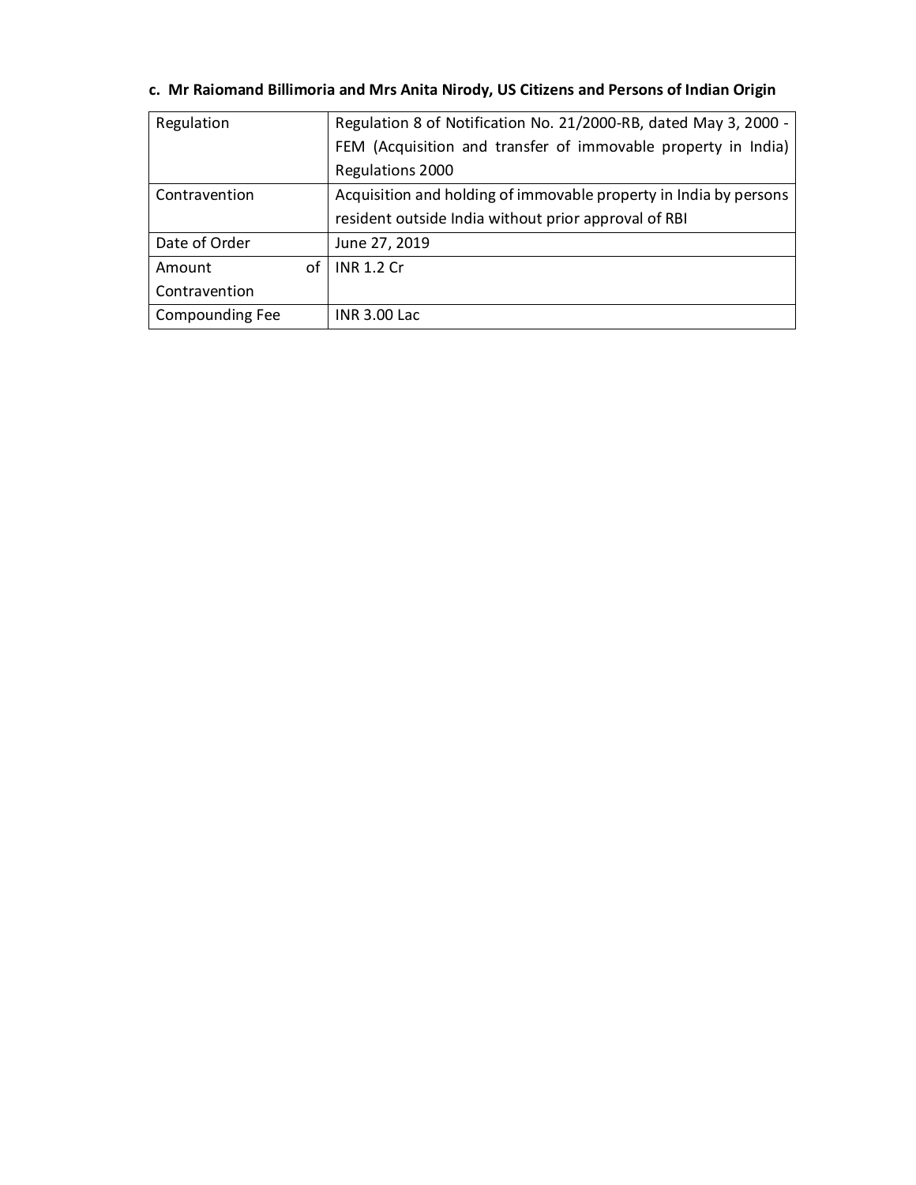**c. Mr Raiomand Billimoria and Mrs Anita Nirody, US Citizens and Persons of Indian Origin**

| | |
|---|---|
| Regulation | Regulation 8 of Notification No. 21/2000-RB, dated May 3, 2000 - FEM (Acquisition and transfer of immovable property in India) Regulations 2000 |
| Contravention | Acquisition and holding of immovable property in India by persons resident outside India without prior approval of RBI |
| Date of Order | June 27, 2019 |
| Amount of Contravention | INR 1.2 Cr |
| Compounding Fee | INR 3.00 Lac |